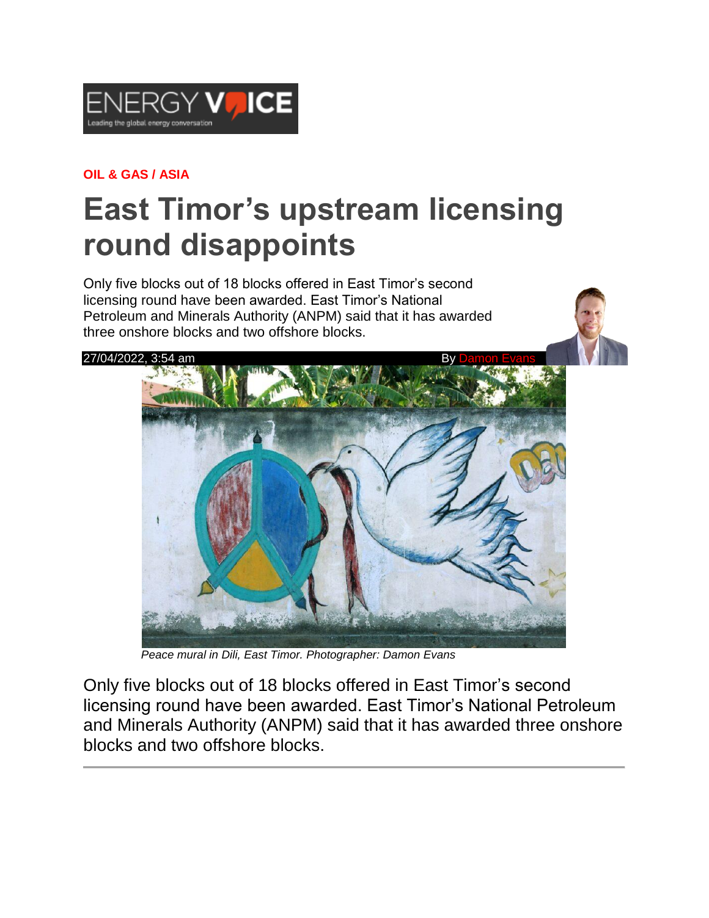ENERGY VOICE
Leading the global energy conversation

**OIL & GAS / ASIA**

# East Timor's upstream licensing round disappoints

Only five blocks out of 18 blocks offered in East Timor's second licensing round have been awarded. East Timor's National Petroleum and Minerals Authority (ANPM) said that it has awarded three onshore blocks and two offshore blocks.

27/04/2022, 3:54 am — By Damon Evans

*Peace mural in Dili, East Timor. Photographer: Damon Evans*

Only five blocks out of 18 blocks offered in East Timor's second licensing round have been awarded. East Timor's National Petroleum and Minerals Authority (ANPM) said that it has awarded three onshore blocks and two offshore blocks.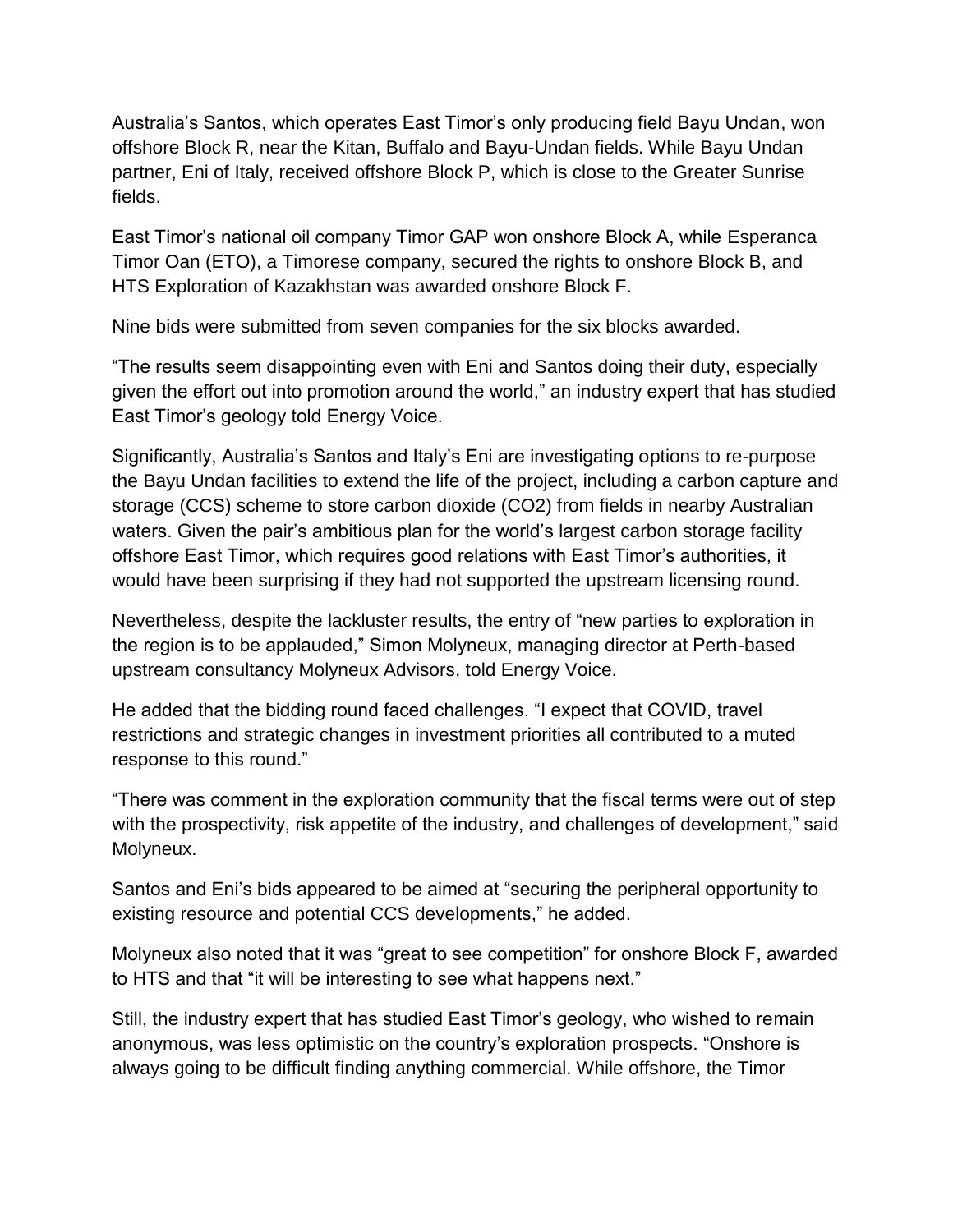Australia's Santos, which operates East Timor's only producing field Bayu Undan, won offshore Block R, near the Kitan, Buffalo and Bayu-Undan fields. While Bayu Undan partner, Eni of Italy, received offshore Block P, which is close to the Greater Sunrise fields.

East Timor's national oil company Timor GAP won onshore Block A, while Esperanca Timor Oan (ETO), a Timorese company, secured the rights to onshore Block B, and HTS Exploration of Kazakhstan was awarded onshore Block F.

Nine bids were submitted from seven companies for the six blocks awarded.

"The results seem disappointing even with Eni and Santos doing their duty, especially given the effort out into promotion around the world," an industry expert that has studied East Timor's geology told Energy Voice.

Significantly, Australia's Santos and Italy's Eni are investigating options to re-purpose the Bayu Undan facilities to extend the life of the project, including a carbon capture and storage (CCS) scheme to store carbon dioxide ($CO_2$) from fields in nearby Australian waters. Given the pair's ambitious plan for the world's largest carbon storage facility offshore East Timor, which requires good relations with East Timor's authorities, it would have been surprising if they had not supported the upstream licensing round.

Nevertheless, despite the lackluster results, the entry of "new parties to exploration in the region is to be applauded," Simon Molyneux, managing director at Perth-based upstream consultancy Molyneux Advisors, told Energy Voice.

He added that the bidding round faced challenges. "I expect that COVID, travel restrictions and strategic changes in investment priorities all contributed to a muted response to this round."

"There was comment in the exploration community that the fiscal terms were out of step with the prospectivity, risk appetite of the industry, and challenges of development," said Molyneux.

Santos and Eni's bids appeared to be aimed at "securing the peripheral opportunity to existing resource and potential CCS developments," he added.

Molyneux also noted that it was "great to see competition" for onshore Block F, awarded to HTS and that "it will be interesting to see what happens next."

Still, the industry expert that has studied East Timor's geology, who wished to remain anonymous, was less optimistic on the country's exploration prospects. "Onshore is always going to be difficult finding anything commercial. While offshore, the Timor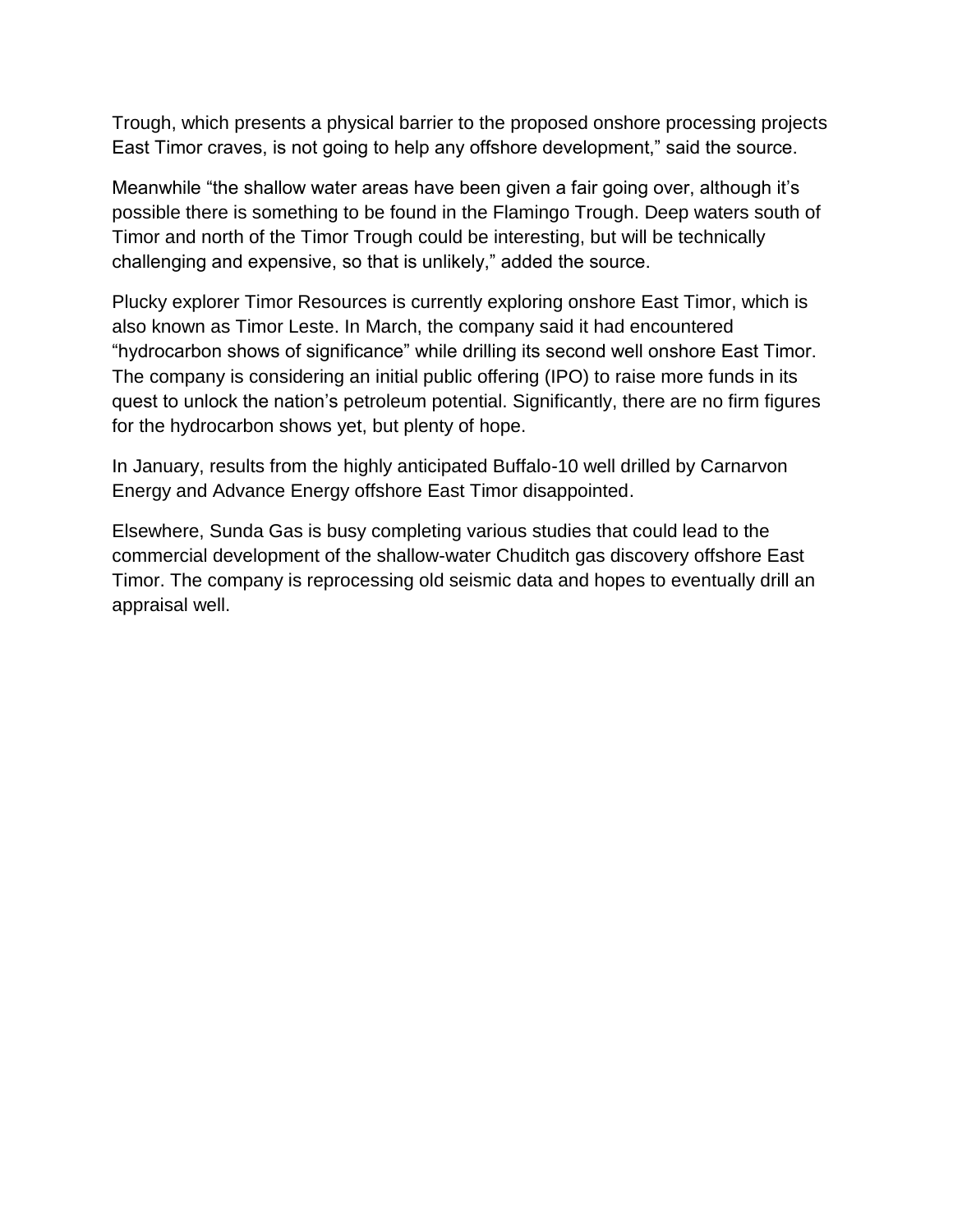Trough, which presents a physical barrier to the proposed onshore processing projects East Timor craves, is not going to help any offshore development," said the source.

Meanwhile "the shallow water areas have been given a fair going over, although it's possible there is something to be found in the Flamingo Trough. Deep waters south of Timor and north of the Timor Trough could be interesting, but will be technically challenging and expensive, so that is unlikely," added the source.

Plucky explorer Timor Resources is currently exploring onshore East Timor, which is also known as Timor Leste. In March, the company said it had encountered "hydrocarbon shows of significance" while drilling its second well onshore East Timor. The company is considering an initial public offering (IPO) to raise more funds in its quest to unlock the nation's petroleum potential. Significantly, there are no firm figures for the hydrocarbon shows yet, but plenty of hope.

In January, results from the highly anticipated Buffalo-10 well drilled by Carnarvon Energy and Advance Energy offshore East Timor disappointed.

Elsewhere, Sunda Gas is busy completing various studies that could lead to the commercial development of the shallow-water Chuditch gas discovery offshore East Timor. The company is reprocessing old seismic data and hopes to eventually drill an appraisal well.